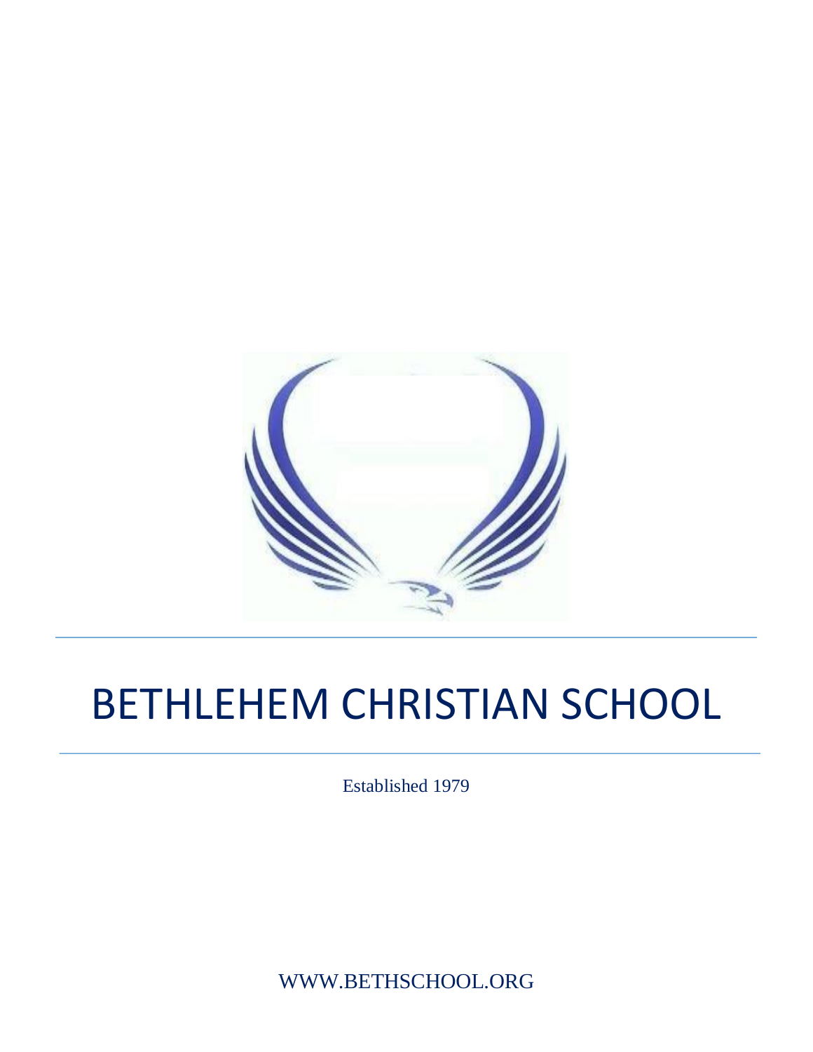# BETHLEHEM CHRISTIAN SCHOOL

Established 1979

WWW.BETHSCHOOL.ORG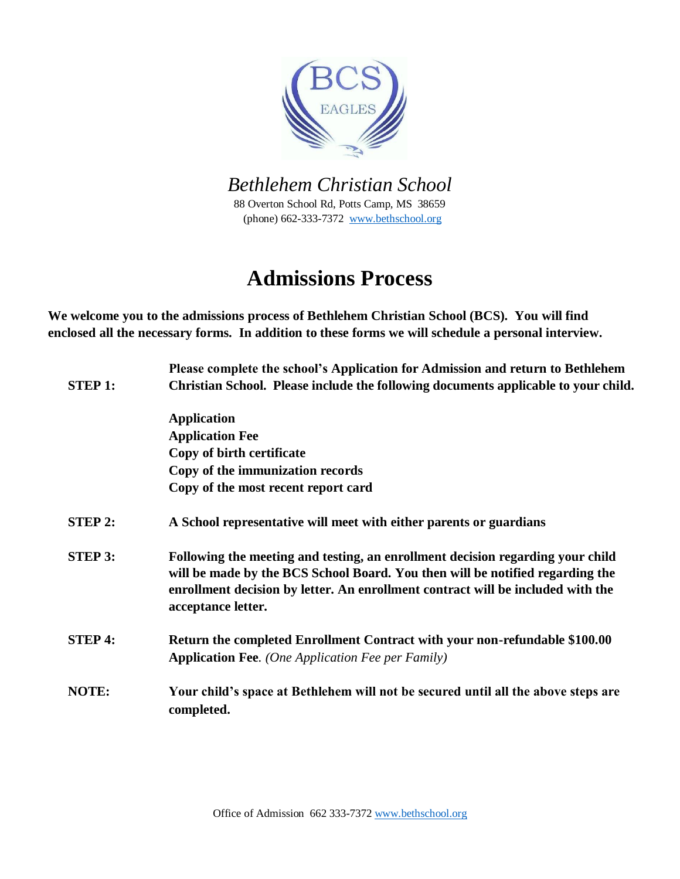*Bethlehem Christian School*
88 Overton School Rd, Potts Camp, MS 38659
(phone) 662-333-7372 www.bethschool.org

# Admissions Process

**We welcome you to the admissions process of Bethlehem Christian School (BCS). You will find enclosed all the necessary forms. In addition to these forms we will schedule a personal interview.**

**STEP 1:** **Please complete the school's Application for Admission and return to Bethlehem Christian School. Please include the following documents applicable to your child.**

- **Application**
- **Application Fee**
- **Copy of birth certificate**
- **Copy of the immunization records**
- **Copy of the most recent report card**

**STEP 2:** **A School representative will meet with either parents or guardians**

**STEP 3:** **Following the meeting and testing, an enrollment decision regarding your child will be made by the BCS School Board. You then will be notified regarding the enrollment decision by letter. An enrollment contract will be included with the acceptance letter.**

**STEP 4:** **Return the completed Enrollment Contract with your non-refundable $100.00 Application Fee**. *(One Application Fee per Family)*

**NOTE:** **Your child's space at Bethlehem will not be secured until all the above steps are completed.**

Office of Admission 662 333-7372 www.bethschool.org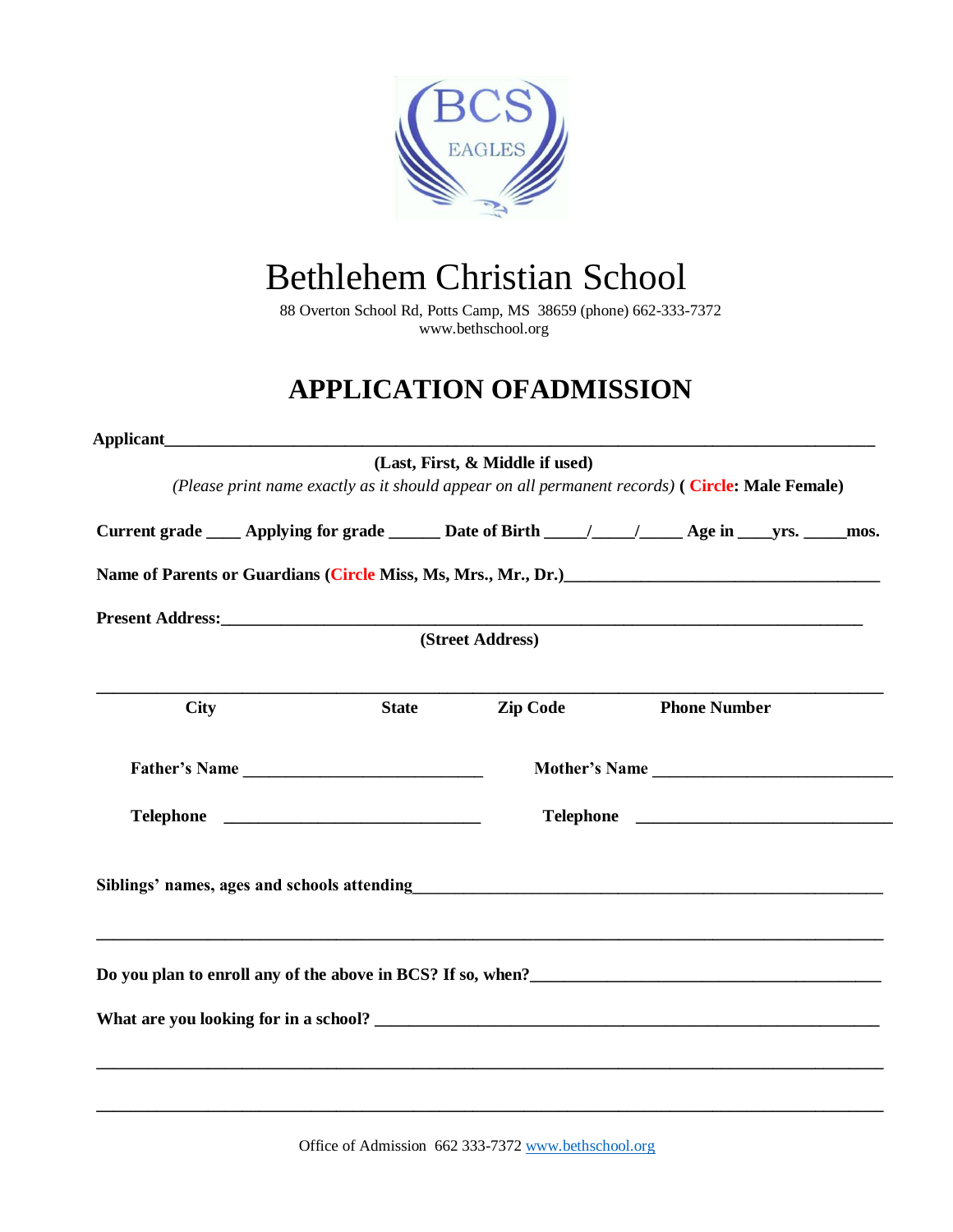# Bethlehem Christian School

88 Overton School Rd, Potts Camp, MS 38659 (phone) 662-333-7372
www.bethschool.org

## APPLICATION OFADMISSION

**Applicant**\_\_\_\_\_\_\_\_\_\_\_\_\_\_\_\_\_\_\_\_\_\_\_\_\_\_\_\_\_\_\_\_\_\_\_\_\_\_\_\_\_\_\_\_\_\_\_\_\_\_\_\_\_\_\_\_\_\_\_\_\_\_\_\_

**(Last, First, & Middle if used)**

*(Please print name exactly as it should appear on all permanent records)* **( Circle: Male Female)**

**Current grade** \_\_\_\_ **Applying for grade** \_\_\_\_\_\_ **Date of Birth** \_\_\_\_\_/\_\_\_\_\_/\_\_\_\_\_ **Age in** \_\_\_\_**yrs.** \_\_\_\_\_**mos.**

**Name of Parents or Guardians (Circle Miss, Ms, Mrs., Mr., Dr.)**\_\_\_\_\_\_\_\_\_\_\_\_\_\_\_\_\_\_\_\_\_\_\_\_\_\_\_\_\_\_\_\_\_\_\_\_

**Present Address:**\_\_\_\_\_\_\_\_\_\_\_\_\_\_\_\_\_\_\_\_\_\_\_\_\_\_\_\_\_\_\_\_\_\_\_\_\_\_\_\_\_\_\_\_\_\_\_\_\_\_\_\_\_\_\_\_\_\_\_\_\_\_\_\_

**(Street Address)**

\_\_\_\_\_\_\_\_\_\_\_\_\_\_\_\_\_\_\_\_\_\_\_\_\_\_\_\_\_\_\_\_\_\_\_\_\_\_\_\_\_\_\_\_\_\_\_\_\_\_\_\_\_\_\_\_\_\_\_\_\_\_\_\_\_\_\_\_\_\_\_\_\_\_\_\_\_\_

**City** **State** **Zip Code** **Phone Number**

**Father's Name** \_\_\_\_\_\_\_\_\_\_\_\_\_\_\_\_\_\_\_\_\_\_\_\_\_\_\_\_ **Mother's Name** \_\_\_\_\_\_\_\_\_\_\_\_\_\_\_\_\_\_\_\_\_\_\_\_\_\_\_\_

**Telephone** \_\_\_\_\_\_\_\_\_\_\_\_\_\_\_\_\_\_\_\_\_\_\_\_\_\_\_\_\_\_ **Telephone** \_\_\_\_\_\_\_\_\_\_\_\_\_\_\_\_\_\_\_\_\_\_\_\_\_\_\_\_\_\_

**Siblings' names, ages and schools attending**\_\_\_\_\_\_\_\_\_\_\_\_\_\_\_\_\_\_\_\_\_\_\_\_\_\_\_\_\_\_\_\_\_\_\_\_\_\_\_\_\_\_\_\_\_\_\_\_\_\_\_\_

\_\_\_\_\_\_\_\_\_\_\_\_\_\_\_\_\_\_\_\_\_\_\_\_\_\_\_\_\_\_\_\_\_\_\_\_\_\_\_\_\_\_\_\_\_\_\_\_\_\_\_\_\_\_\_\_\_\_\_\_\_\_\_\_\_\_\_\_\_\_\_\_\_\_\_\_\_\_

**Do you plan to enroll any of the above in BCS? If so, when?**\_\_\_\_\_\_\_\_\_\_\_\_\_\_\_\_\_\_\_\_\_\_\_\_\_\_\_\_\_\_\_\_\_\_\_\_\_\_\_\_

**What are you looking for in a school?** \_\_\_\_\_\_\_\_\_\_\_\_\_\_\_\_\_\_\_\_\_\_\_\_\_\_\_\_\_\_\_\_\_\_\_\_\_\_\_\_\_\_\_\_\_\_\_\_\_\_\_\_\_\_\_\_\_\_\_\_\_

\_\_\_\_\_\_\_\_\_\_\_\_\_\_\_\_\_\_\_\_\_\_\_\_\_\_\_\_\_\_\_\_\_\_\_\_\_\_\_\_\_\_\_\_\_\_\_\_\_\_\_\_\_\_\_\_\_\_\_\_\_\_\_\_\_\_\_\_\_\_\_\_\_\_\_\_\_\_

\_\_\_\_\_\_\_\_\_\_\_\_\_\_\_\_\_\_\_\_\_\_\_\_\_\_\_\_\_\_\_\_\_\_\_\_\_\_\_\_\_\_\_\_\_\_\_\_\_\_\_\_\_\_\_\_\_\_\_\_\_\_\_\_\_\_\_\_\_\_\_\_\_\_\_\_\_\_

Office of Admission 662 333-7372 www.bethschool.org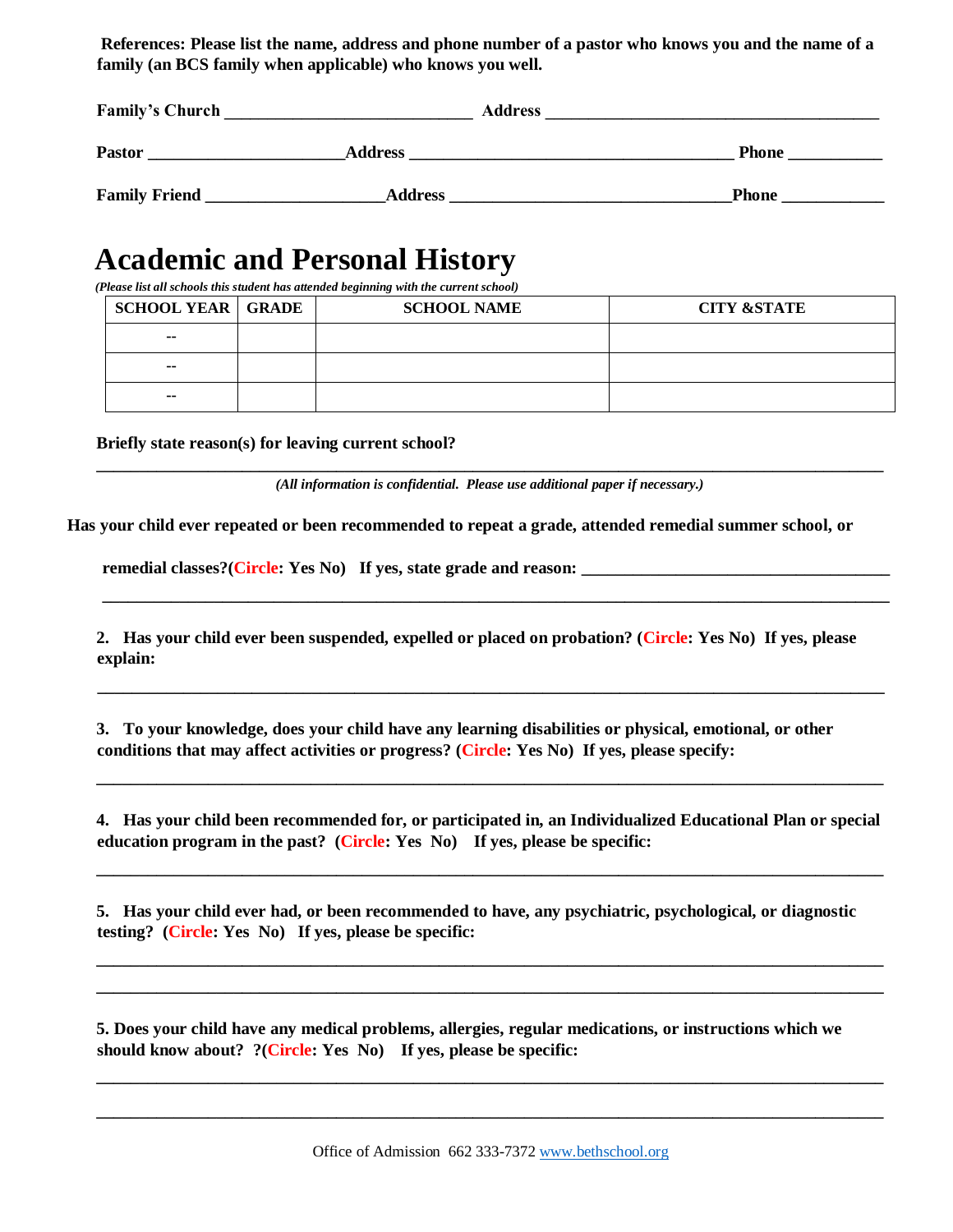**References: Please list the name, address and phone number of a pastor who knows you and the name of a family (an BCS family when applicable) who knows you well.**

**Family's Church** ____________________________ **Address** ______________________________________

**Pastor** ______________________**Address** ____________________________________ **Phone** __________

**Family Friend** ___________________**Address** _______________________________**Phone** ___________

# Academic and Personal History

*(Please list all schools this student has attended beginning with the current school)*

| SCHOOL YEAR | GRADE | SCHOOL NAME | CITY &STATE |
|---|---|---|---|
| -- | | | |
| -- | | | |
| -- | | | |

**Briefly state reason(s) for leaving current school?**

___________________________________________________________________________________________

*(All information is confidential. Please use additional paper if necessary.)*

**Has your child ever repeated or been recommended to repeat a grade, attended remedial summer school, or remedial classes?(Circle: Yes No) If yes, state grade and reason:** ___________________________________

___________________________________________________________________________________________

**2. Has your child ever been suspended, expelled or placed on probation? (Circle: Yes No) If yes, please explain:**

___________________________________________________________________________________________

**3. To your knowledge, does your child have any learning disabilities or physical, emotional, or other conditions that may affect activities or progress? (Circle: Yes No) If yes, please specify:**

___________________________________________________________________________________________

**4. Has your child been recommended for, or participated in, an Individualized Educational Plan or special education program in the past? (Circle: Yes No) If yes, please be specific:**

___________________________________________________________________________________________

**5. Has your child ever had, or been recommended to have, any psychiatric, psychological, or diagnostic testing? (Circle: Yes No) If yes, please be specific:**

___________________________________________________________________________________________

___________________________________________________________________________________________

**5. Does your child have any medical problems, allergies, regular medications, or instructions which we should know about? ?(Circle: Yes No) If yes, please be specific:**

___________________________________________________________________________________________

___________________________________________________________________________________________

Office of Admission 662 333-7372 www.bethschool.org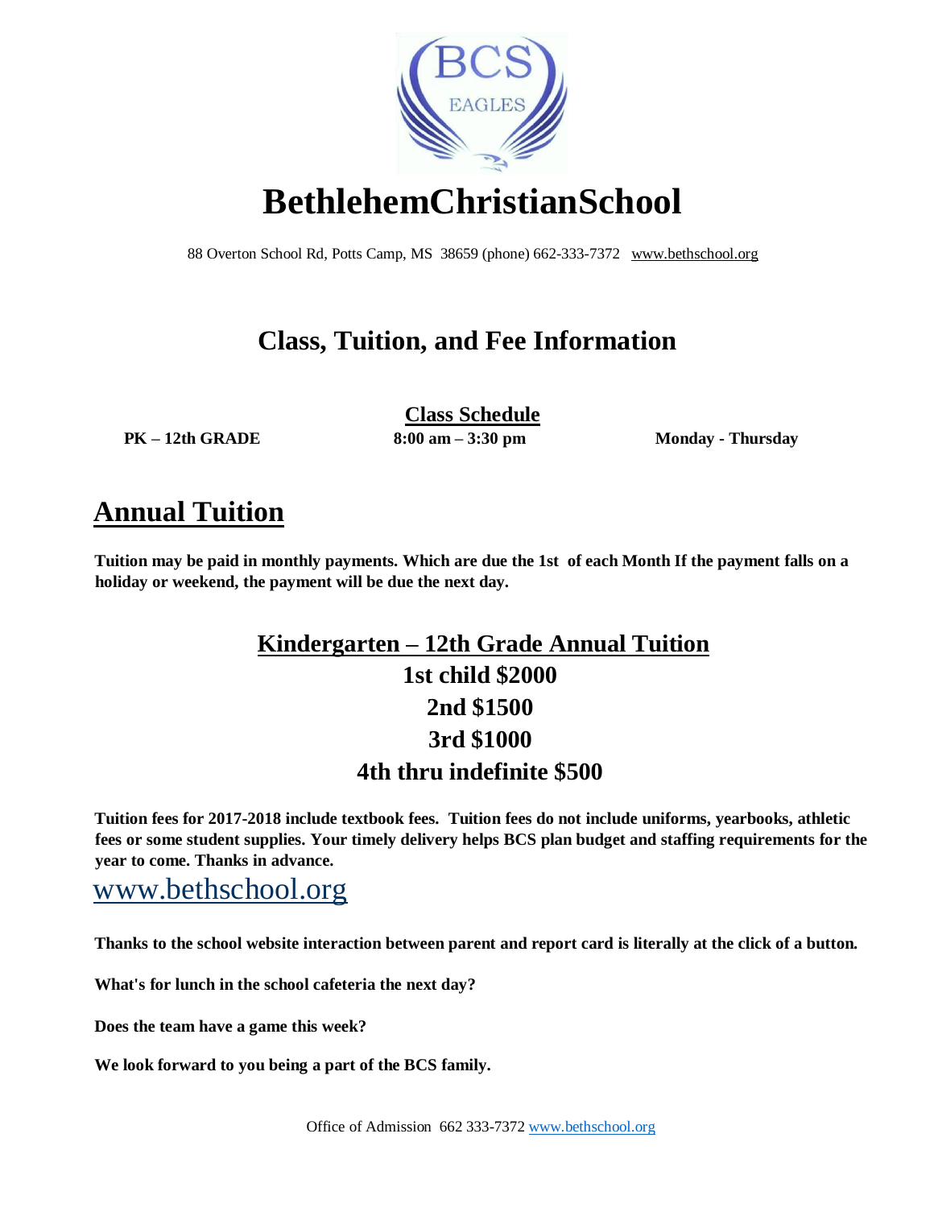# BethlehemChristianSchool

88 Overton School Rd, Potts Camp, MS 38659 (phone) 662-333-7372 www.bethschool.org

## Class, Tuition, and Fee Information

**Class Schedule**

**PK – 12th GRADE** **8:00 am – 3:30 pm** **Monday - Thursday**

## Annual Tuition

**Tuition may be paid in monthly payments. Which are due the 1st of each Month If the payment falls on a holiday or weekend, the payment will be due the next day.**

### Kindergarten – 12th Grade Annual Tuition

**1st child $2000**

**2nd $1500**

**3rd $1000**

**4th thru indefinite $500**

**Tuition fees for 2017-2018 include textbook fees. Tuition fees do not include uniforms, yearbooks, athletic fees or some student supplies. Your timely delivery helps BCS plan budget and staffing requirements for the year to come. Thanks in advance.**

www.bethschool.org

**Thanks to the school website interaction between parent and report card is literally at the click of a button.**

**What's for lunch in the school cafeteria the next day?**

**Does the team have a game this week?**

**We look forward to you being a part of the BCS family.**

Office of Admission 662 333-7372 www.bethschool.org